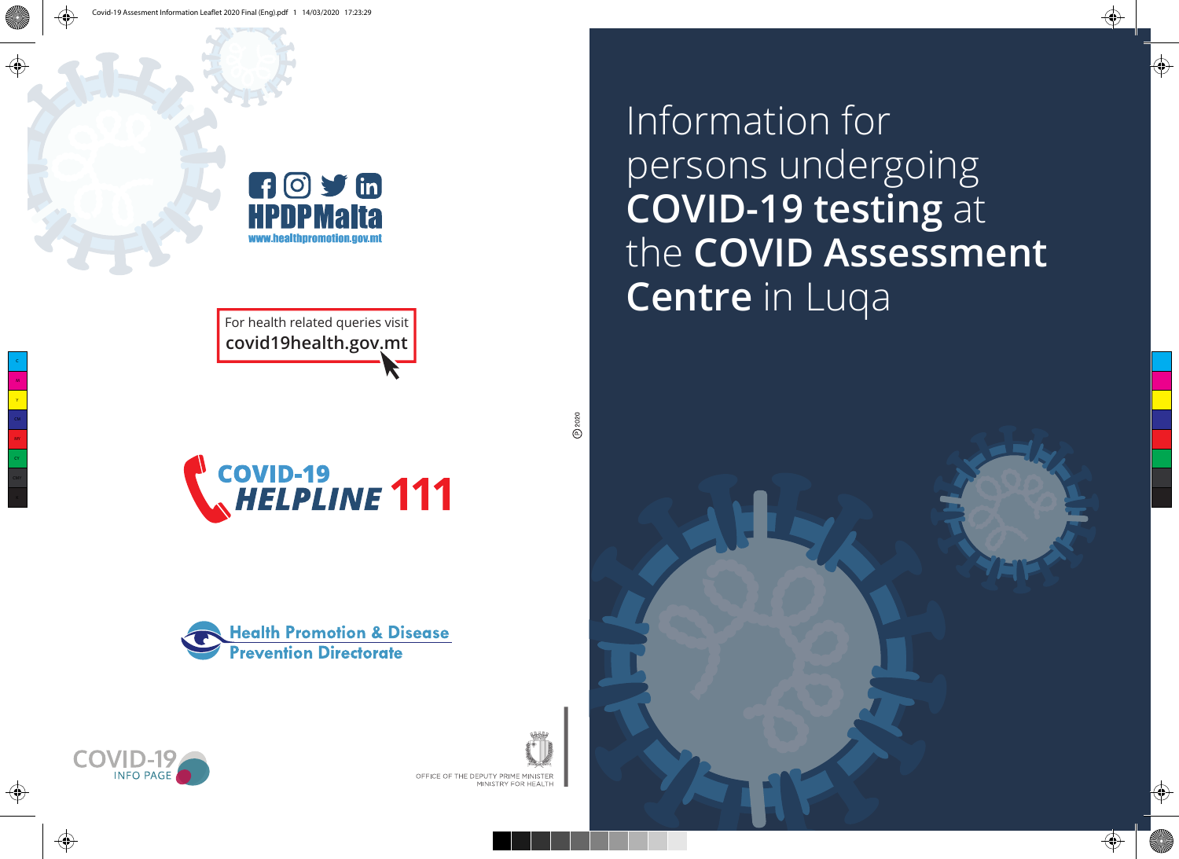# Information for persons undergoing **COVID-19 testing** at the **COVID Assessment Centre** in Luqa

HPDPMalta

www.healthpromotion.gov.mt

For health related queries visit
covid19health.gov.mt

COVID-19 HELPLINE 111

Health Promotion & Disease Prevention Directorate

COVID-19 INFO PAGE

OFFICE OF THE DEPUTY PRIME MINISTER
MINISTRY FOR HEALTH

© 2020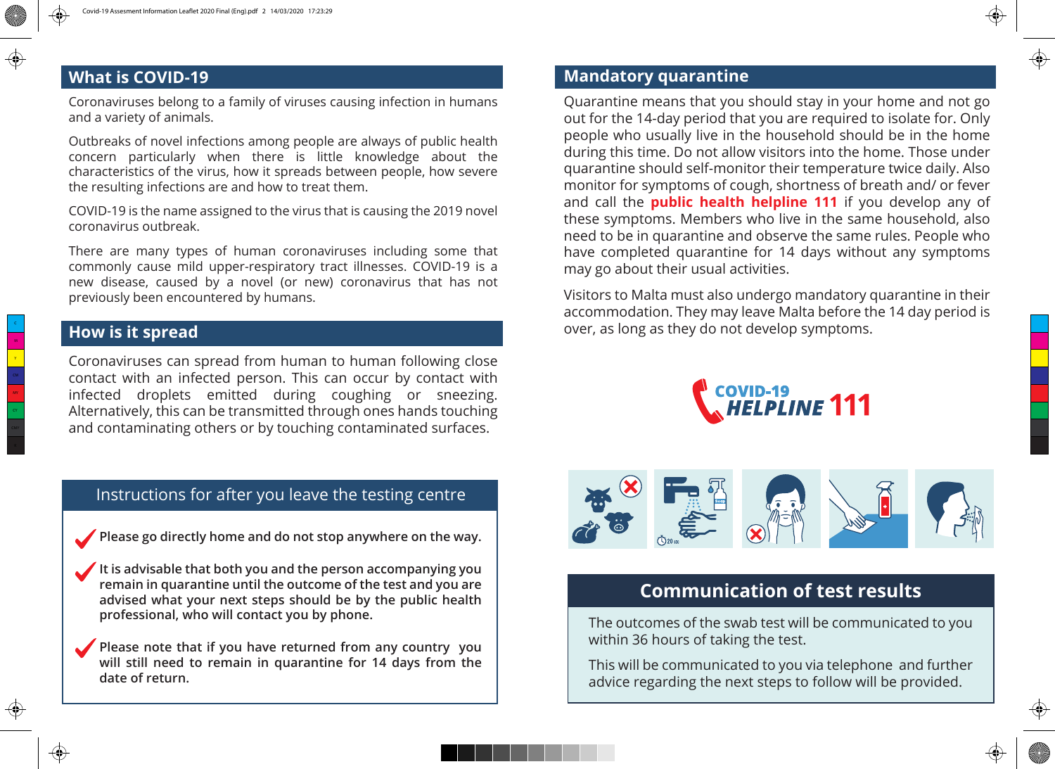## What is COVID-19

Coronaviruses belong to a family of viruses causing infection in humans and a variety of animals.

Outbreaks of novel infections among people are always of public health concern particularly when there is little knowledge about the characteristics of the virus, how it spreads between people, how severe the resulting infections are and how to treat them.

COVID-19 is the name assigned to the virus that is causing the 2019 novel coronavirus outbreak.

There are many types of human coronaviruses including some that commonly cause mild upper-respiratory tract illnesses. COVID-19 is a new disease, caused by a novel (or new) coronavirus that has not previously been encountered by humans.

## How is it spread

Coronaviruses can spread from human to human following close contact with an infected person. This can occur by contact with infected droplets emitted during coughing or sneezing. Alternatively, this can be transmitted through ones hands touching and contaminating others or by touching contaminated surfaces.

## Instructions for after you leave the testing centre

- **Please go directly home and do not stop anywhere on the way.**
- **It is advisable that both you and the person accompanying you remain in quarantine until the outcome of the test and you are advised what your next steps should be by the public health professional, who will contact you by phone.**
- **Please note that if you have returned from any country you will still need to remain in quarantine for 14 days from the date of return.**

## Mandatory quarantine

Quarantine means that you should stay in your home and not go out for the 14-day period that you are required to isolate for. Only people who usually live in the household should be in the home during this time. Do not allow visitors into the home. Those under quarantine should self-monitor their temperature twice daily. Also monitor for symptoms of cough, shortness of breath and/ or fever and call the **public health helpline 111** if you develop any of these symptoms. Members who live in the same household, also need to be in quarantine and observe the same rules. People who have completed quarantine for 14 days without any symptoms may go about their usual activities.

Visitors to Malta must also undergo mandatory quarantine in their accommodation. They may leave Malta before the 14 day period is over, as long as they do not develop symptoms.

**COVID-19 HELPLINE 111**

## Communication of test results

The outcomes of the swab test will be communicated to you within 36 hours of taking the test.

This will be communicated to you via telephone and further advice regarding the next steps to follow will be provided.